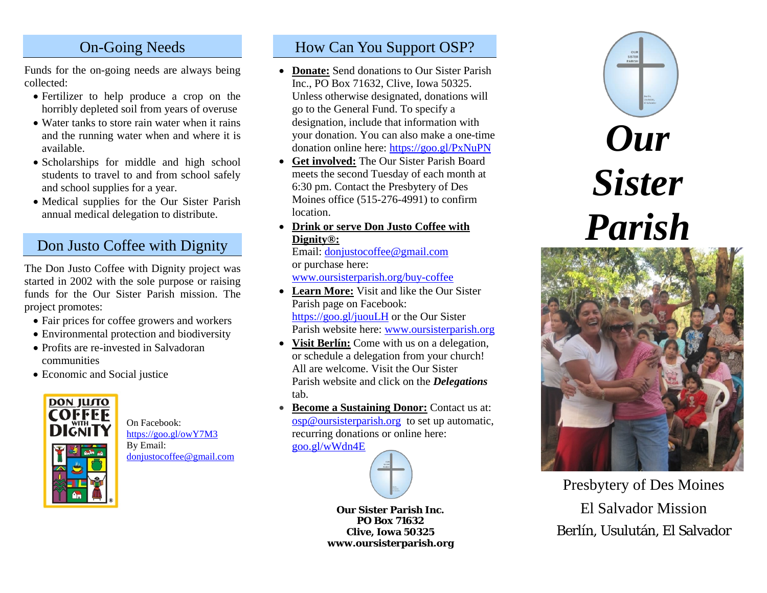## On-Going Needs

Funds for the on-going needs are always being collected:

- Fertilizer to help produce a crop on the horribly depleted soil from years of overuse
- Water tanks to store rain water when it rains and the running water when and where it is available.
- Scholarships for middle and high school students to travel to and from school safely and school supplies for a year.
- Medical supplies for the Our Sister Parish annual medical delegation to distribute.

## Don Justo Coffee with Dignity

The Don Justo Coffee with Dignity project was started in 2002 with the sole purpose or raising funds for the Our Sister Parish mission. The project promotes:

- Fair prices for coffee growers and workers
- Environmental protection and biodiversity
- Profits are re-invested in Salvadoran communities
- Economic and Social justice

On Facebook:
https://goo.gl/owY7M3
By Email:
donjustocoffee@gmail.com

## How Can You Support OSP?

- **Donate:** Send donations to Our Sister Parish Inc., PO Box 71632, Clive, Iowa 50325. Unless otherwise designated, donations will go to the General Fund. To specify a designation, include that information with your donation. You can also make a one-time donation online here: https://goo.gl/PxNuPN
- **Get involved:** The Our Sister Parish Board meets the second Tuesday of each month at 6:30 pm. Contact the Presbytery of Des Moines office (515-276-4991) to confirm location.
- **Drink or serve Don Justo Coffee with Dignity®:** Email: donjustocoffee@gmail.com or purchase here: www.oursisterparish.org/buy-coffee
- **Learn More:** Visit and like the Our Sister Parish page on Facebook: https://goo.gl/juouLH or the Our Sister Parish website here: www.oursisterparish.org
- **Visit Berlín:** Come with us on a delegation, or schedule a delegation from your church! All are welcome. Visit the Our Sister Parish website and click on the ***Delegations*** tab.
- **Become a Sustaining Donor:** Contact us at: osp@oursisterparish.org to set up automatic, recurring donations or online here: goo.gl/wWdn4E

**Our Sister Parish Inc.**
**PO Box 71632**
**Clive, Iowa 50325**
**www.oursisterparish.org**

# *Our Sister Parish*

Presbytery of Des Moines
El Salvador Mission
Berlín, Usulután, El Salvador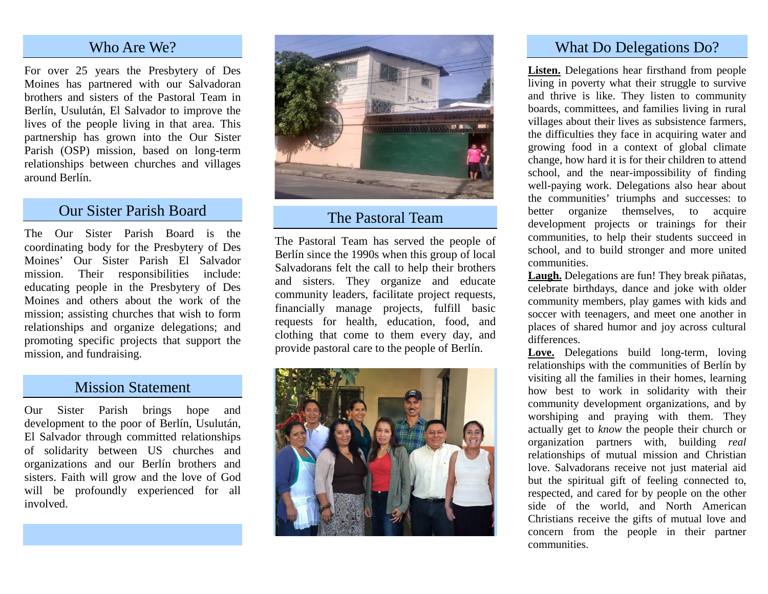## Who Are We?

For over 25 years the Presbytery of Des Moines has partnered with our Salvadoran brothers and sisters of the Pastoral Team in Berlín, Usulután, El Salvador to improve the lives of the people living in that area. This partnership has grown into the Our Sister Parish (OSP) mission, based on long-term relationships between churches and villages around Berlín.

## Our Sister Parish Board

The Our Sister Parish Board is the coordinating body for the Presbytery of Des Moines' Our Sister Parish El Salvador mission. Their responsibilities include: educating people in the Presbytery of Des Moines and others about the work of the mission; assisting churches that wish to form relationships and organize delegations; and promoting specific projects that support the mission, and fundraising.

## Mission Statement

Our Sister Parish brings hope and development to the poor of Berlín, Usulután, El Salvador through committed relationships of solidarity between US churches and organizations and our Berlín brothers and sisters. Faith will grow and the love of God will be profoundly experienced for all involved.

## The Pastoral Team

The Pastoral Team has served the people of Berlín since the 1990s when this group of local Salvadorans felt the call to help their brothers and sisters. They organize and educate community leaders, facilitate project requests, financially manage projects, fulfill basic requests for health, education, food, and clothing that come to them every day, and provide pastoral care to the people of Berlín.

## What Do Delegations Do?

**Listen.** Delegations hear firsthand from people living in poverty what their struggle to survive and thrive is like. They listen to community boards, committees, and families living in rural villages about their lives as subsistence farmers, the difficulties they face in acquiring water and growing food in a context of global climate change, how hard it is for their children to attend school, and the near-impossibility of finding well-paying work. Delegations also hear about the communities' triumphs and successes: to better organize themselves, to acquire development projects or trainings for their communities, to help their students succeed in school, and to build stronger and more united communities.

**Laugh.** Delegations are fun! They break piñatas, celebrate birthdays, dance and joke with older community members, play games with kids and soccer with teenagers, and meet one another in places of shared humor and joy across cultural differences.

**Love.** Delegations build long-term, loving relationships with the communities of Berlín by visiting all the families in their homes, learning how best to work in solidarity with their community development organizations, and by worshiping and praying with them. They actually get to *know* the people their church or organization partners with, building *real* relationships of mutual mission and Christian love. Salvadorans receive not just material aid but the spiritual gift of feeling connected to, respected, and cared for by people on the other side of the world, and North American Christians receive the gifts of mutual love and concern from the people in their partner communities.